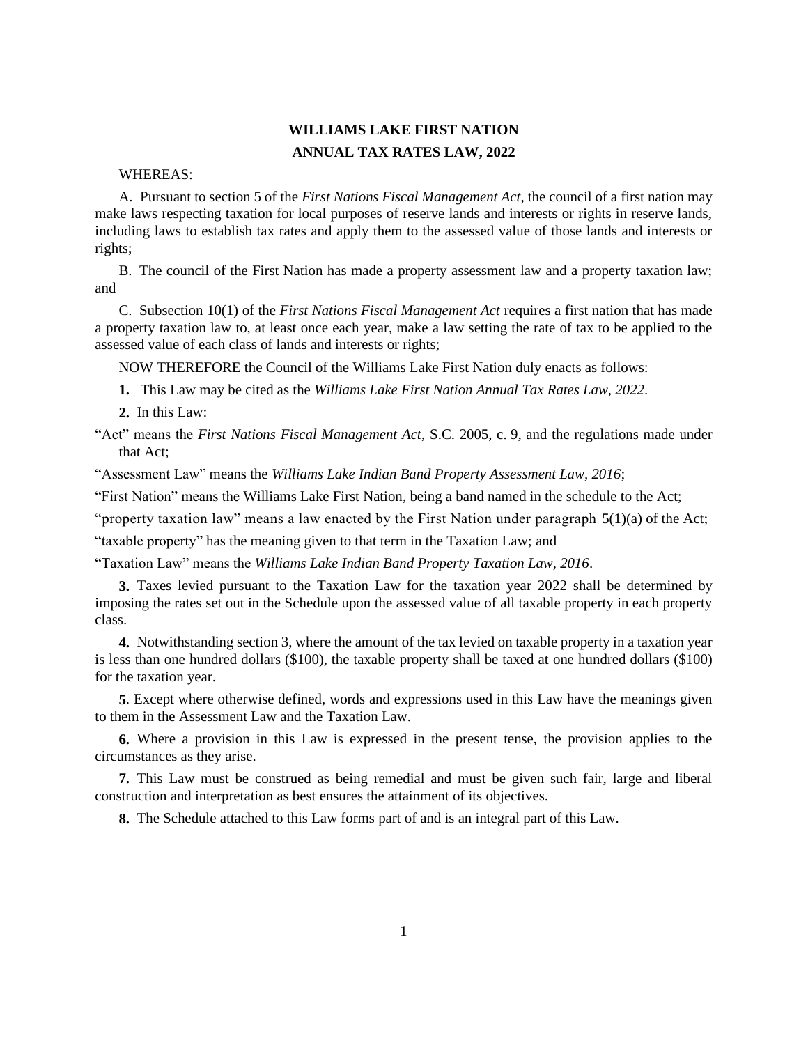# WILLIAMS LAKE FIRST NATION
# ANNUAL TAX RATES LAW, 2022

WHEREAS:

A. Pursuant to section 5 of the *First Nations Fiscal Management Act*, the council of a first nation may make laws respecting taxation for local purposes of reserve lands and interests or rights in reserve lands, including laws to establish tax rates and apply them to the assessed value of those lands and interests or rights;

B. The council of the First Nation has made a property assessment law and a property taxation law; and

C. Subsection 10(1) of the *First Nations Fiscal Management Act* requires a first nation that has made a property taxation law to, at least once each year, make a law setting the rate of tax to be applied to the assessed value of each class of lands and interests or rights;

NOW THEREFORE the Council of the Williams Lake First Nation duly enacts as follows:

**1.** This Law may be cited as the *Williams Lake First Nation Annual Tax Rates Law, 2022*.

**2.** In this Law:

"Act" means the *First Nations Fiscal Management Act*, S.C. 2005, c. 9, and the regulations made under that Act;

"Assessment Law" means the *Williams Lake Indian Band Property Assessment Law, 2016*;

"First Nation" means the Williams Lake First Nation, being a band named in the schedule to the Act;

"property taxation law" means a law enacted by the First Nation under paragraph 5(1)(a) of the Act;

"taxable property" has the meaning given to that term in the Taxation Law; and

"Taxation Law" means the *Williams Lake Indian Band Property Taxation Law, 2016*.

**3.** Taxes levied pursuant to the Taxation Law for the taxation year 2022 shall be determined by imposing the rates set out in the Schedule upon the assessed value of all taxable property in each property class.

**4.** Notwithstanding section 3, where the amount of the tax levied on taxable property in a taxation year is less than one hundred dollars ($100), the taxable property shall be taxed at one hundred dollars ($100) for the taxation year.

**5**. Except where otherwise defined, words and expressions used in this Law have the meanings given to them in the Assessment Law and the Taxation Law.

**6.** Where a provision in this Law is expressed in the present tense, the provision applies to the circumstances as they arise.

**7.** This Law must be construed as being remedial and must be given such fair, large and liberal construction and interpretation as best ensures the attainment of its objectives.

**8.** The Schedule attached to this Law forms part of and is an integral part of this Law.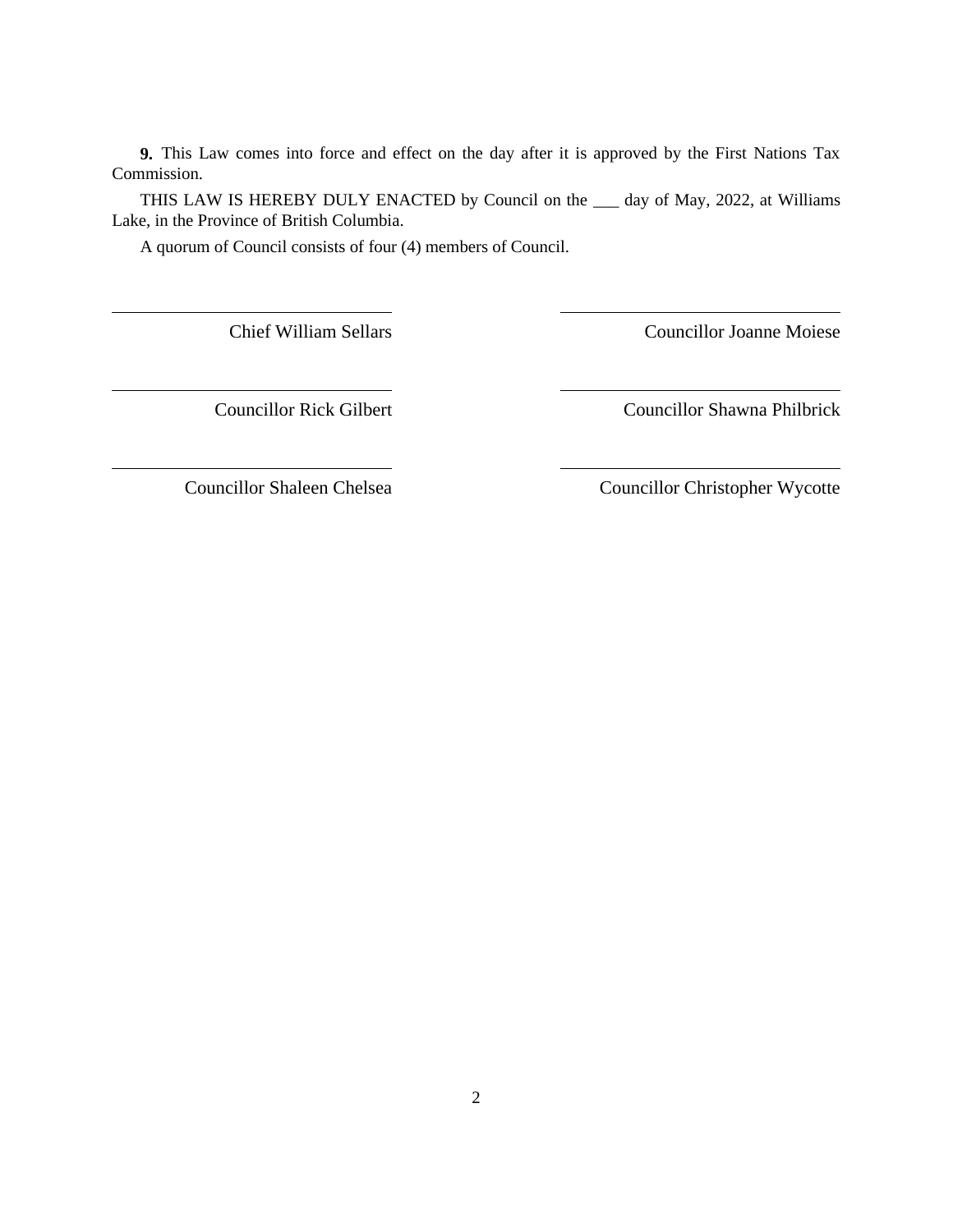**9.** This Law comes into force and effect on the day after it is approved by the First Nations Tax Commission.

THIS LAW IS HEREBY DULY ENACTED by Council on the ___ day of May, 2022, at Williams Lake, in the Province of British Columbia.

A quorum of Council consists of four (4) members of Council.

| | |
|---|---|
| ______________________________ | ______________________________ |
| Chief William Sellars | Councillor Joanne Moiese |
| ______________________________ | ______________________________ |
| Councillor Rick Gilbert | Councillor Shawna Philbrick |
| ______________________________ | ______________________________ |
| Councillor Shaleen Chelsea | Councillor Christopher Wycotte |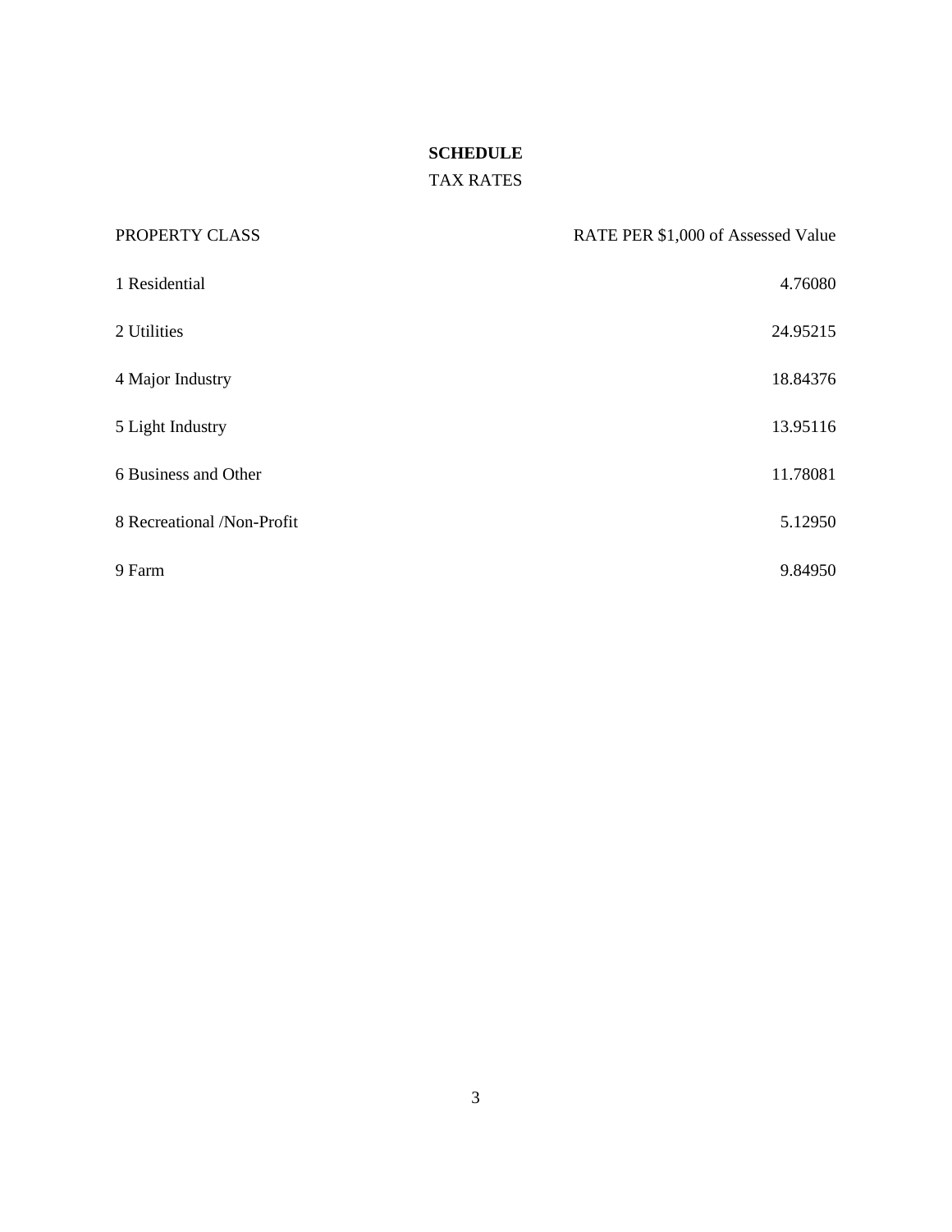**SCHEDULE**

TAX RATES

| PROPERTY CLASS | RATE PER $1,000 of Assessed Value |
|---|---|
| 1 Residential | 4.76080 |
| 2 Utilities | 24.95215 |
| 4 Major Industry | 18.84376 |
| 5 Light Industry | 13.95116 |
| 6 Business and Other | 11.78081 |
| 8 Recreational /Non-Profit | 5.12950 |
| 9 Farm | 9.84950 |